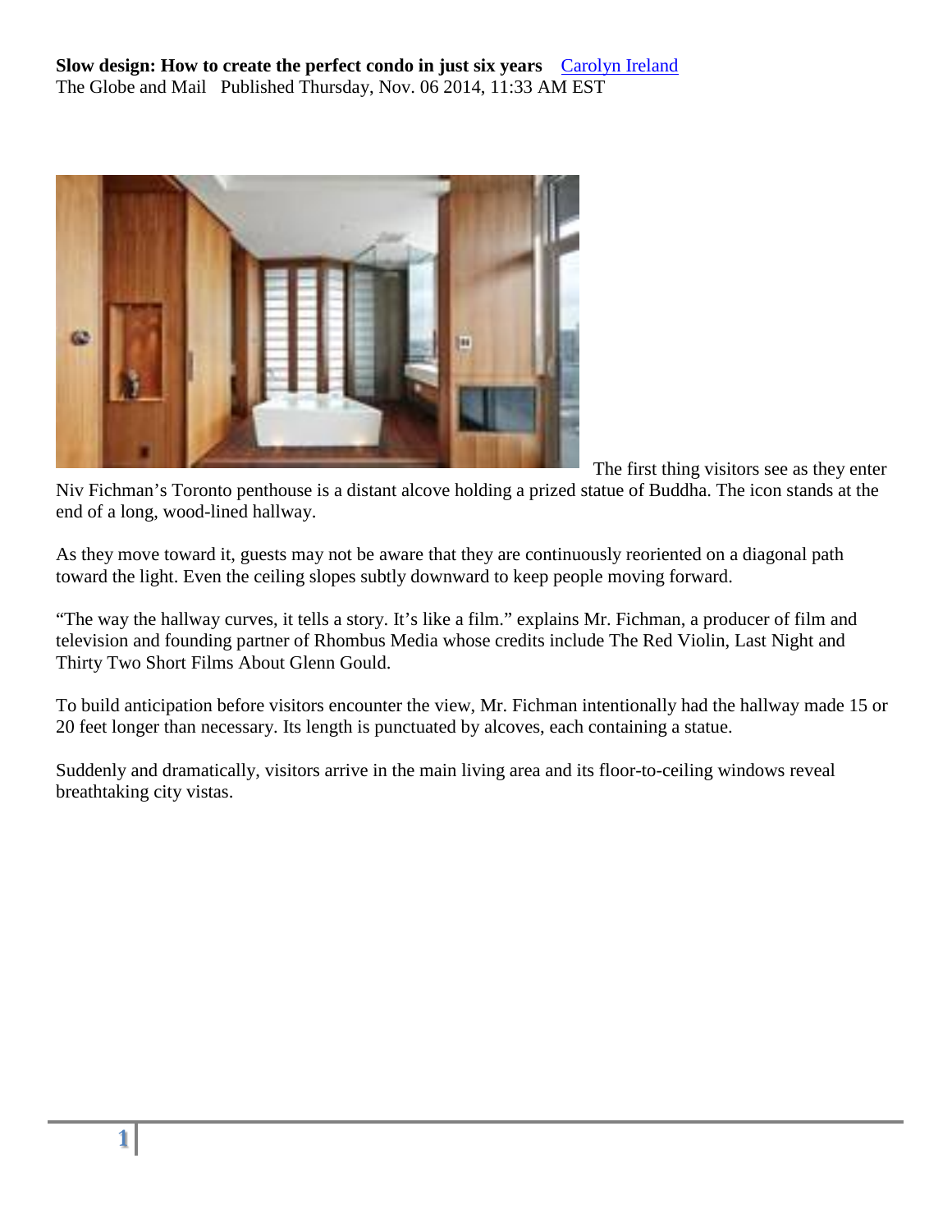**Slow design: How to create the perfect condo in just six years** [Carolyn Ireland]
The Globe and Mail Published Thursday, Nov. 06 2014, 11:33 AM EST

The first thing visitors see as they enter Niv Fichman's Toronto penthouse is a distant alcove holding a prized statue of Buddha. The icon stands at the end of a long, wood-lined hallway.

As they move toward it, guests may not be aware that they are continuously reoriented on a diagonal path toward the light. Even the ceiling slopes subtly downward to keep people moving forward.

"The way the hallway curves, it tells a story. It's like a film." explains Mr. Fichman, a producer of film and television and founding partner of Rhombus Media whose credits include The Red Violin, Last Night and Thirty Two Short Films About Glenn Gould.

To build anticipation before visitors encounter the view, Mr. Fichman intentionally had the hallway made 15 or 20 feet longer than necessary. Its length is punctuated by alcoves, each containing a statue.

Suddenly and dramatically, visitors arrive in the main living area and its floor-to-ceiling windows reveal breathtaking city vistas.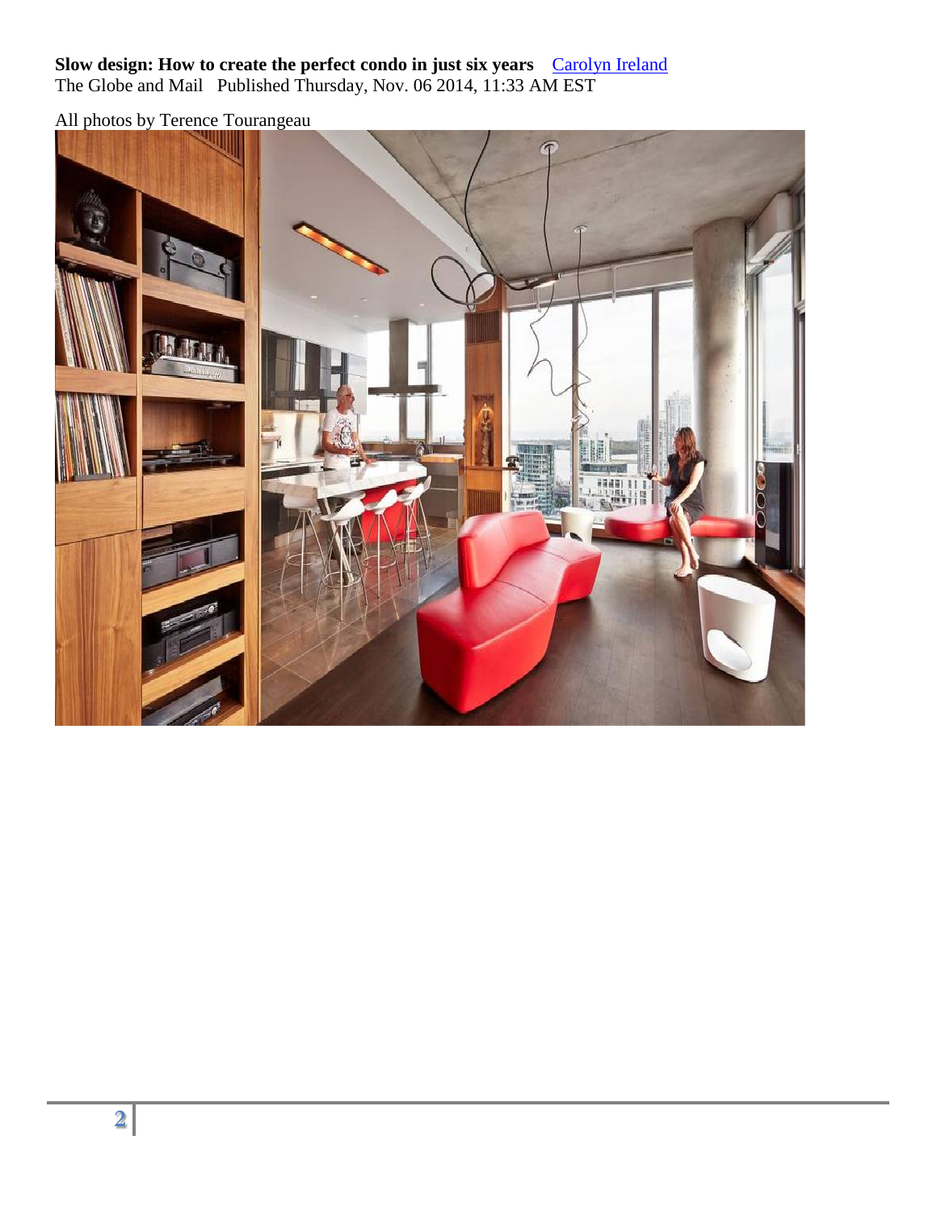**Slow design: How to create the perfect condo in just six years** [Carolyn Ireland](Carolyn Ireland)
The Globe and Mail Published Thursday, Nov. 06 2014, 11:33 AM EST

All photos by Terence Tourangeau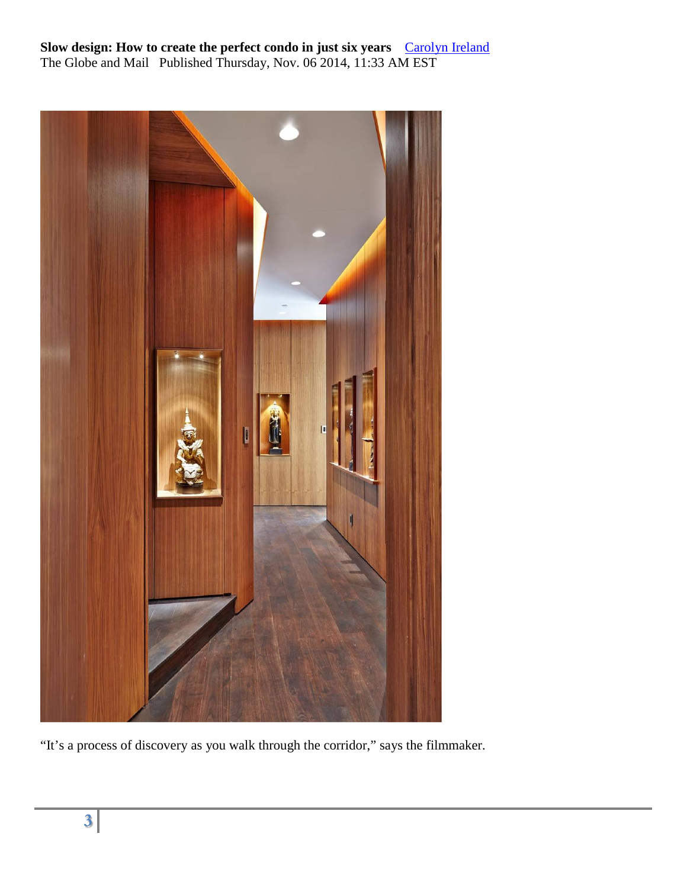**Slow design: How to create the perfect condo in just six years** [Carolyn Ireland]
The Globe and Mail Published Thursday, Nov. 06 2014, 11:33 AM EST

"It's a process of discovery as you walk through the corridor," says the filmmaker.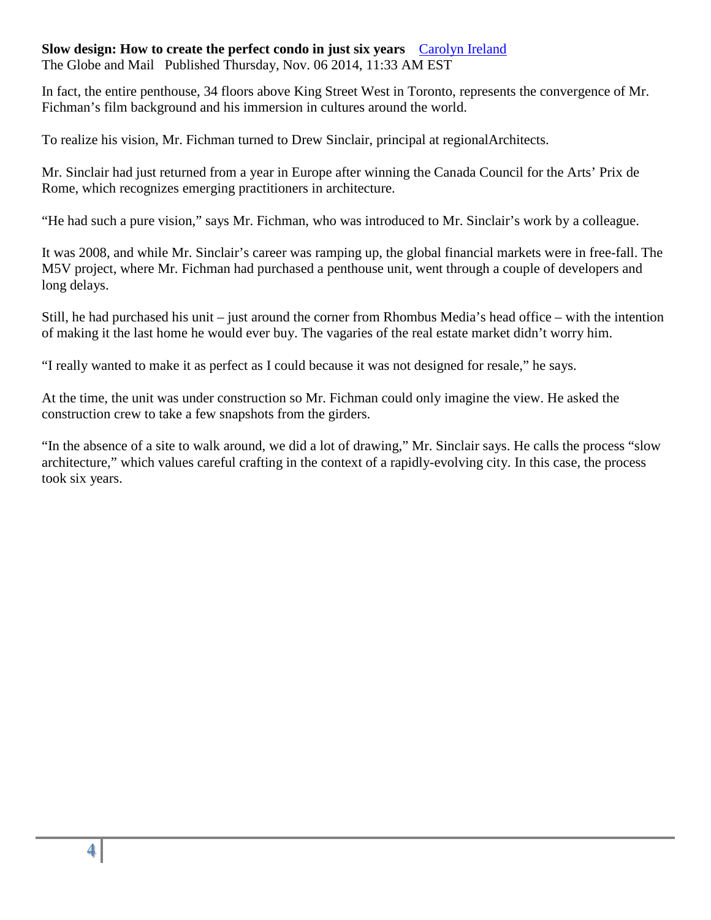**Slow design: How to create the perfect condo in just six years** [Carolyn Ireland]
The Globe and Mail Published Thursday, Nov. 06 2014, 11:33 AM EST

In fact, the entire penthouse, 34 floors above King Street West in Toronto, represents the convergence of Mr. Fichman's film background and his immersion in cultures around the world.

To realize his vision, Mr. Fichman turned to Drew Sinclair, principal at regionalArchitects.

Mr. Sinclair had just returned from a year in Europe after winning the Canada Council for the Arts' Prix de Rome, which recognizes emerging practitioners in architecture.

"He had such a pure vision," says Mr. Fichman, who was introduced to Mr. Sinclair's work by a colleague.

It was 2008, and while Mr. Sinclair's career was ramping up, the global financial markets were in free-fall. The M5V project, where Mr. Fichman had purchased a penthouse unit, went through a couple of developers and long delays.

Still, he had purchased his unit – just around the corner from Rhombus Media's head office – with the intention of making it the last home he would ever buy. The vagaries of the real estate market didn't worry him.

"I really wanted to make it as perfect as I could because it was not designed for resale," he says.

At the time, the unit was under construction so Mr. Fichman could only imagine the view. He asked the construction crew to take a few snapshots from the girders.

"In the absence of a site to walk around, we did a lot of drawing," Mr. Sinclair says. He calls the process "slow architecture," which values careful crafting in the context of a rapidly-evolving city. In this case, the process took six years.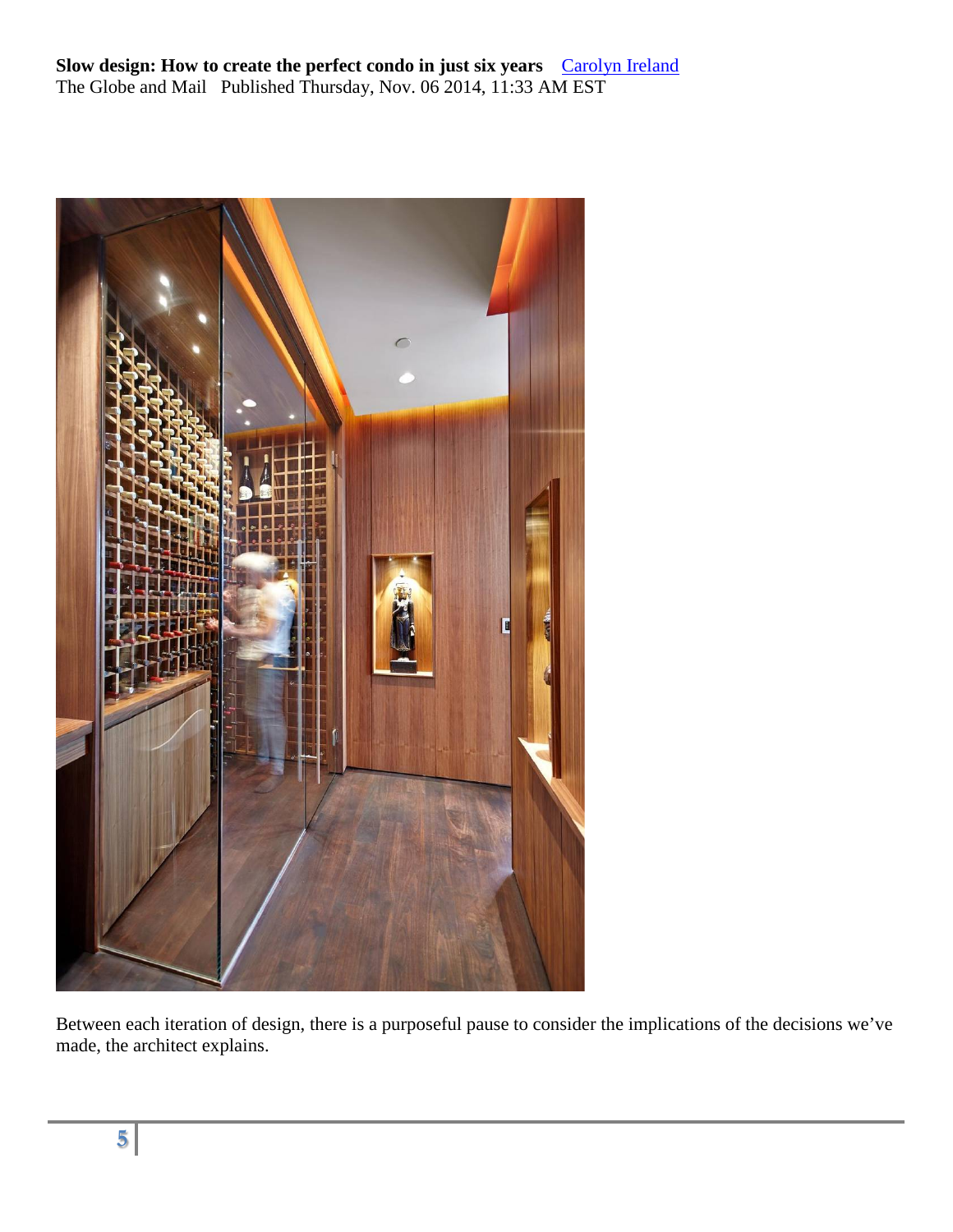**Slow design: How to create the perfect condo in just six years** [Carolyn Ireland]
The Globe and Mail Published Thursday, Nov. 06 2014, 11:33 AM EST

Between each iteration of design, there is a purposeful pause to consider the implications of the decisions we've made, the architect explains.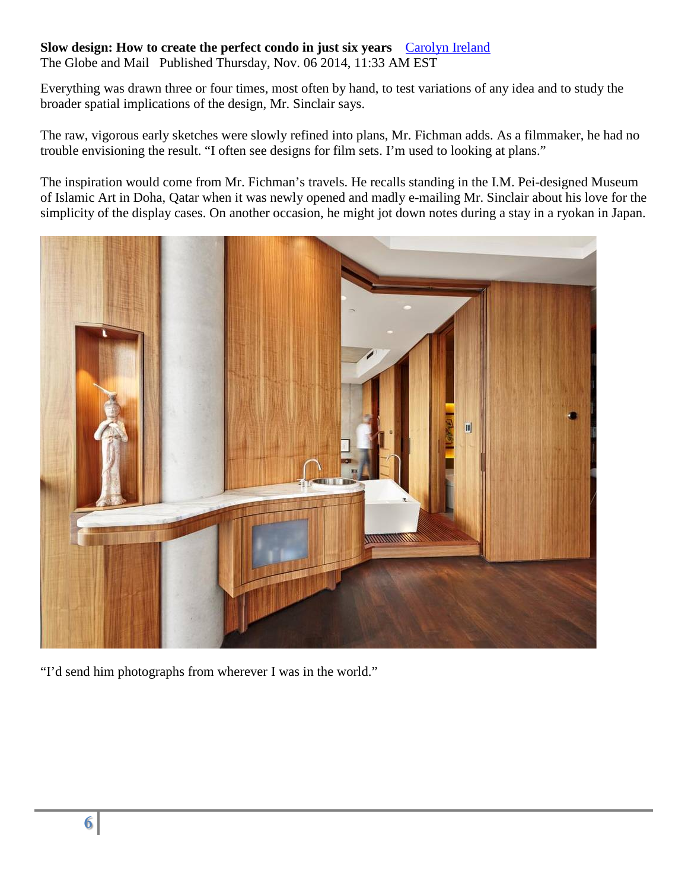**Slow design: How to create the perfect condo in just six years** [Carolyn Ireland]
The Globe and Mail Published Thursday, Nov. 06 2014, 11:33 AM EST

Everything was drawn three or four times, most often by hand, to test variations of any idea and to study the broader spatial implications of the design, Mr. Sinclair says.

The raw, vigorous early sketches were slowly refined into plans, Mr. Fichman adds. As a filmmaker, he had no trouble envisioning the result. "I often see designs for film sets. I'm used to looking at plans."

The inspiration would come from Mr. Fichman's travels. He recalls standing in the I.M. Pei-designed Museum of Islamic Art in Doha, Qatar when it was newly opened and madly e-mailing Mr. Sinclair about his love for the simplicity of the display cases. On another occasion, he might jot down notes during a stay in a ryokan in Japan.

"I'd send him photographs from wherever I was in the world."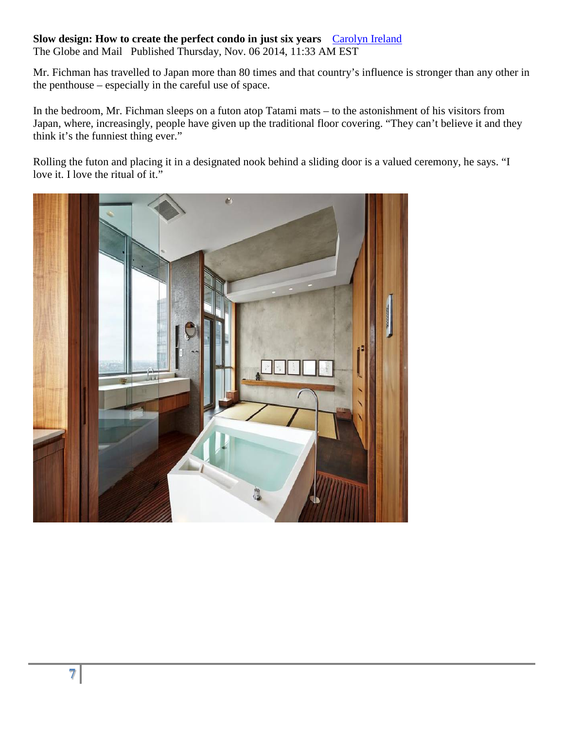**Slow design: How to create the perfect condo in just six years** [Carolyn Ireland](Carolyn Ireland)
The Globe and Mail Published Thursday, Nov. 06 2014, 11:33 AM EST

Mr. Fichman has travelled to Japan more than 80 times and that country's influence is stronger than any other in the penthouse – especially in the careful use of space.

In the bedroom, Mr. Fichman sleeps on a futon atop Tatami mats – to the astonishment of his visitors from Japan, where, increasingly, people have given up the traditional floor covering. "They can't believe it and they think it's the funniest thing ever."

Rolling the futon and placing it in a designated nook behind a sliding door is a valued ceremony, he says. "I love it. I love the ritual of it."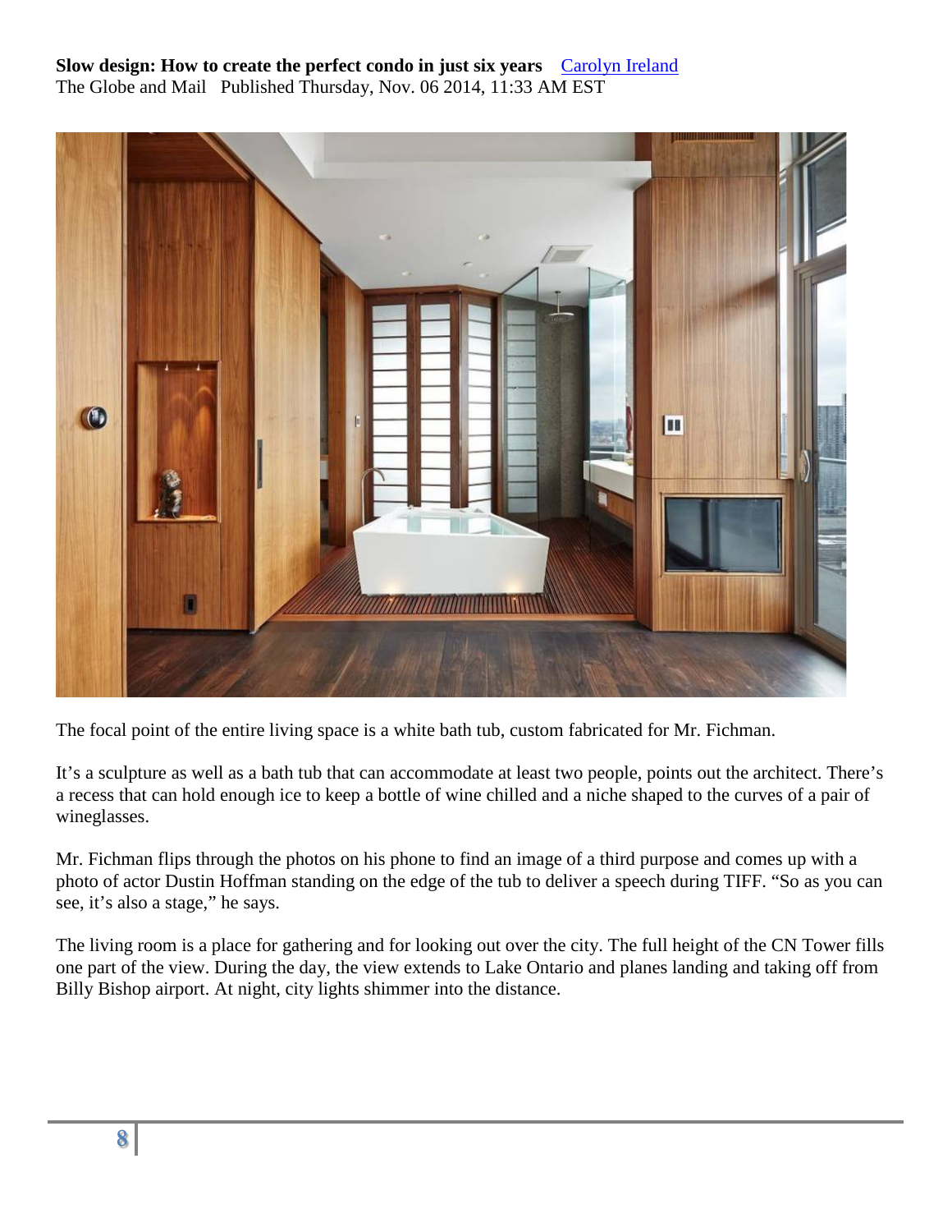**Slow design: How to create the perfect condo in just six years** [Carolyn Ireland]
The Globe and Mail Published Thursday, Nov. 06 2014, 11:33 AM EST

The focal point of the entire living space is a white bath tub, custom fabricated for Mr. Fichman.

It's a sculpture as well as a bath tub that can accommodate at least two people, points out the architect. There's a recess that can hold enough ice to keep a bottle of wine chilled and a niche shaped to the curves of a pair of wineglasses.

Mr. Fichman flips through the photos on his phone to find an image of a third purpose and comes up with a photo of actor Dustin Hoffman standing on the edge of the tub to deliver a speech during TIFF. "So as you can see, it's also a stage," he says.

The living room is a place for gathering and for looking out over the city. The full height of the CN Tower fills one part of the view. During the day, the view extends to Lake Ontario and planes landing and taking off from Billy Bishop airport. At night, city lights shimmer into the distance.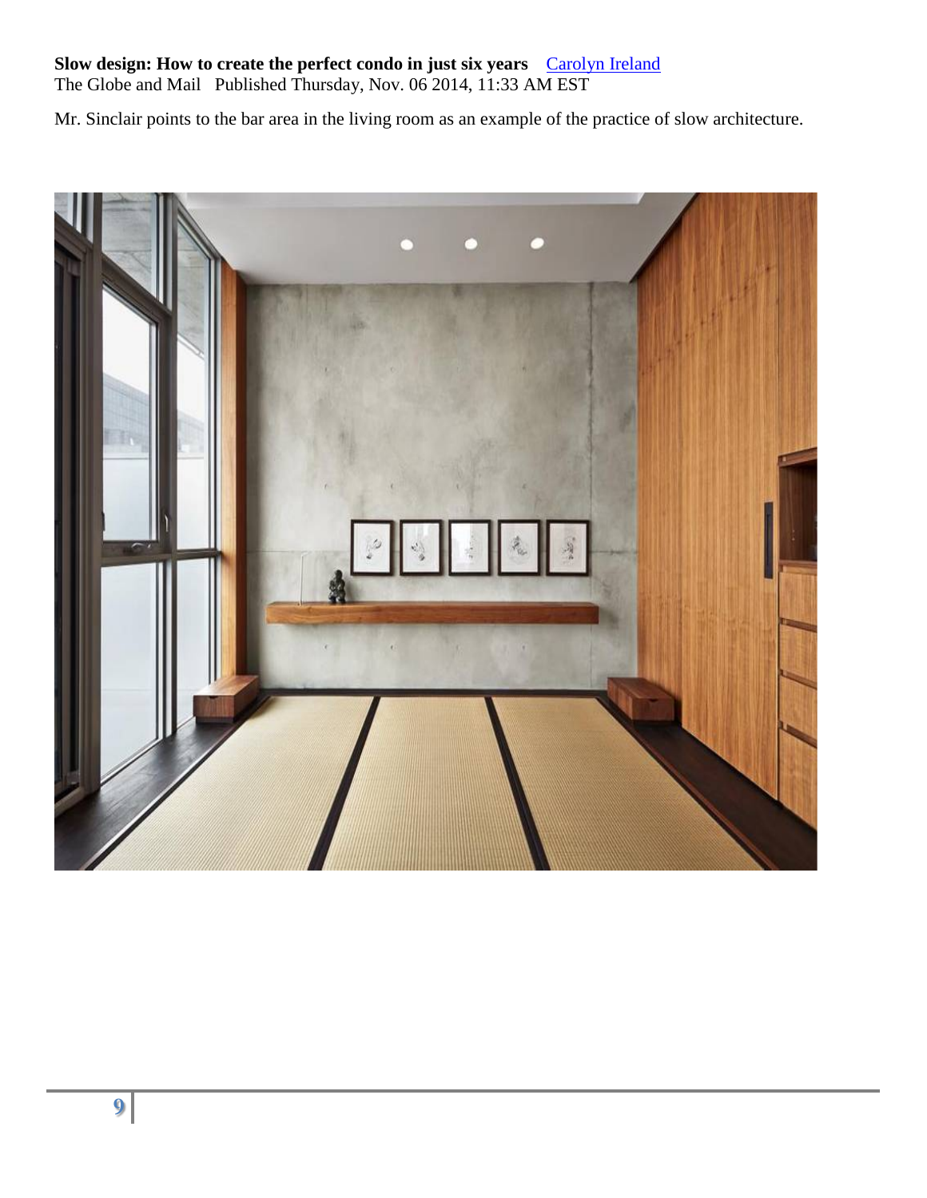**Slow design: How to create the perfect condo in just six years** Carolyn Ireland
The Globe and Mail Published Thursday, Nov. 06 2014, 11:33 AM EST

Mr. Sinclair points to the bar area in the living room as an example of the practice of slow architecture.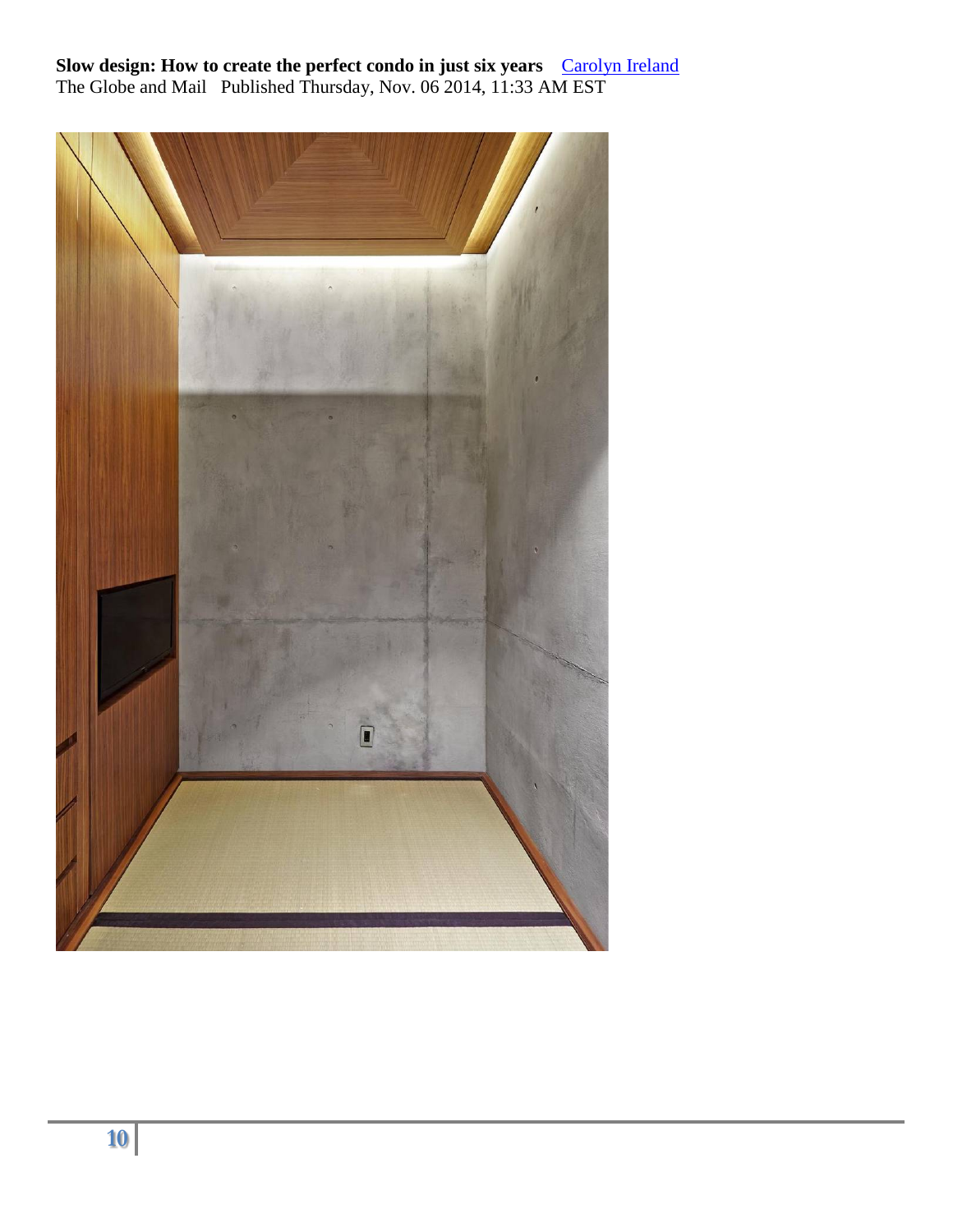**Slow design: How to create the perfect condo in just six years** [Carolyn Ireland]
The Globe and Mail Published Thursday, Nov. 06 2014, 11:33 AM EST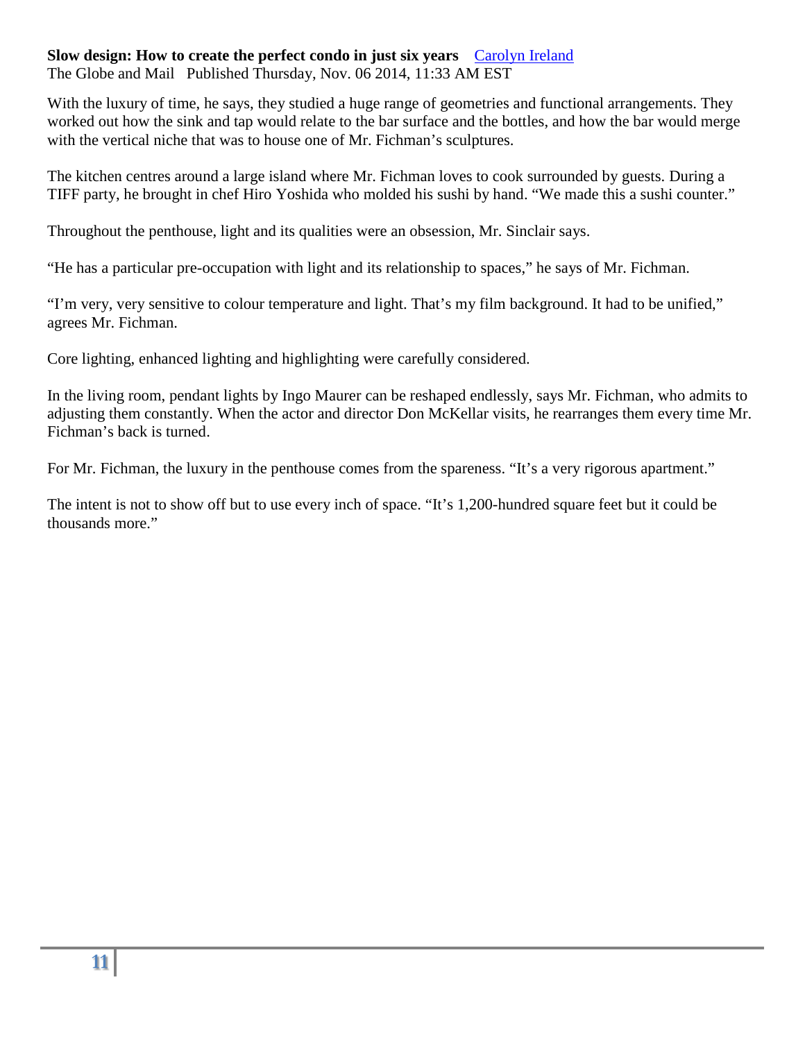**Slow design: How to create the perfect condo in just six years** [Carolyn Ireland]
The Globe and Mail Published Thursday, Nov. 06 2014, 11:33 AM EST

With the luxury of time, he says, they studied a huge range of geometries and functional arrangements. They worked out how the sink and tap would relate to the bar surface and the bottles, and how the bar would merge with the vertical niche that was to house one of Mr. Fichman's sculptures.

The kitchen centres around a large island where Mr. Fichman loves to cook surrounded by guests. During a TIFF party, he brought in chef Hiro Yoshida who molded his sushi by hand. "We made this a sushi counter."

Throughout the penthouse, light and its qualities were an obsession, Mr. Sinclair says.

"He has a particular pre-occupation with light and its relationship to spaces," he says of Mr. Fichman.

"I'm very, very sensitive to colour temperature and light. That's my film background. It had to be unified," agrees Mr. Fichman.

Core lighting, enhanced lighting and highlighting were carefully considered.

In the living room, pendant lights by Ingo Maurer can be reshaped endlessly, says Mr. Fichman, who admits to adjusting them constantly. When the actor and director Don McKellar visits, he rearranges them every time Mr. Fichman's back is turned.

For Mr. Fichman, the luxury in the penthouse comes from the spareness. "It's a very rigorous apartment."

The intent is not to show off but to use every inch of space. "It's 1,200-hundred square feet but it could be thousands more."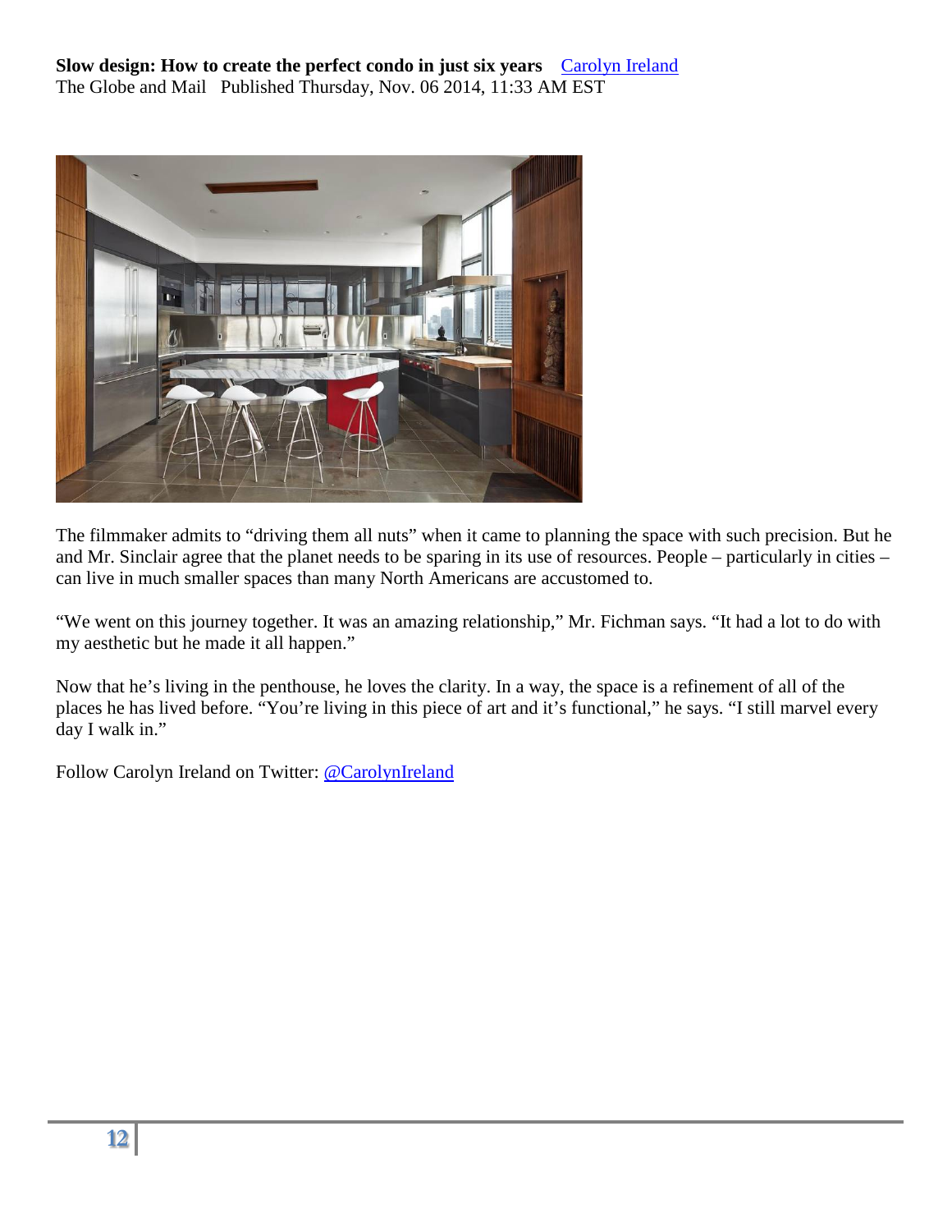**Slow design: How to create the perfect condo in just six years** Carolyn Ireland
The Globe and Mail Published Thursday, Nov. 06 2014, 11:33 AM EST

The filmmaker admits to "driving them all nuts" when it came to planning the space with such precision. But he and Mr. Sinclair agree that the planet needs to be sparing in its use of resources. People – particularly in cities – can live in much smaller spaces than many North Americans are accustomed to.

"We went on this journey together. It was an amazing relationship," Mr. Fichman says. "It had a lot to do with my aesthetic but he made it all happen."

Now that he's living in the penthouse, he loves the clarity. In a way, the space is a refinement of all of the places he has lived before. "You're living in this piece of art and it's functional," he says. "I still marvel every day I walk in."

Follow Carolyn Ireland on Twitter: @CarolynIreland